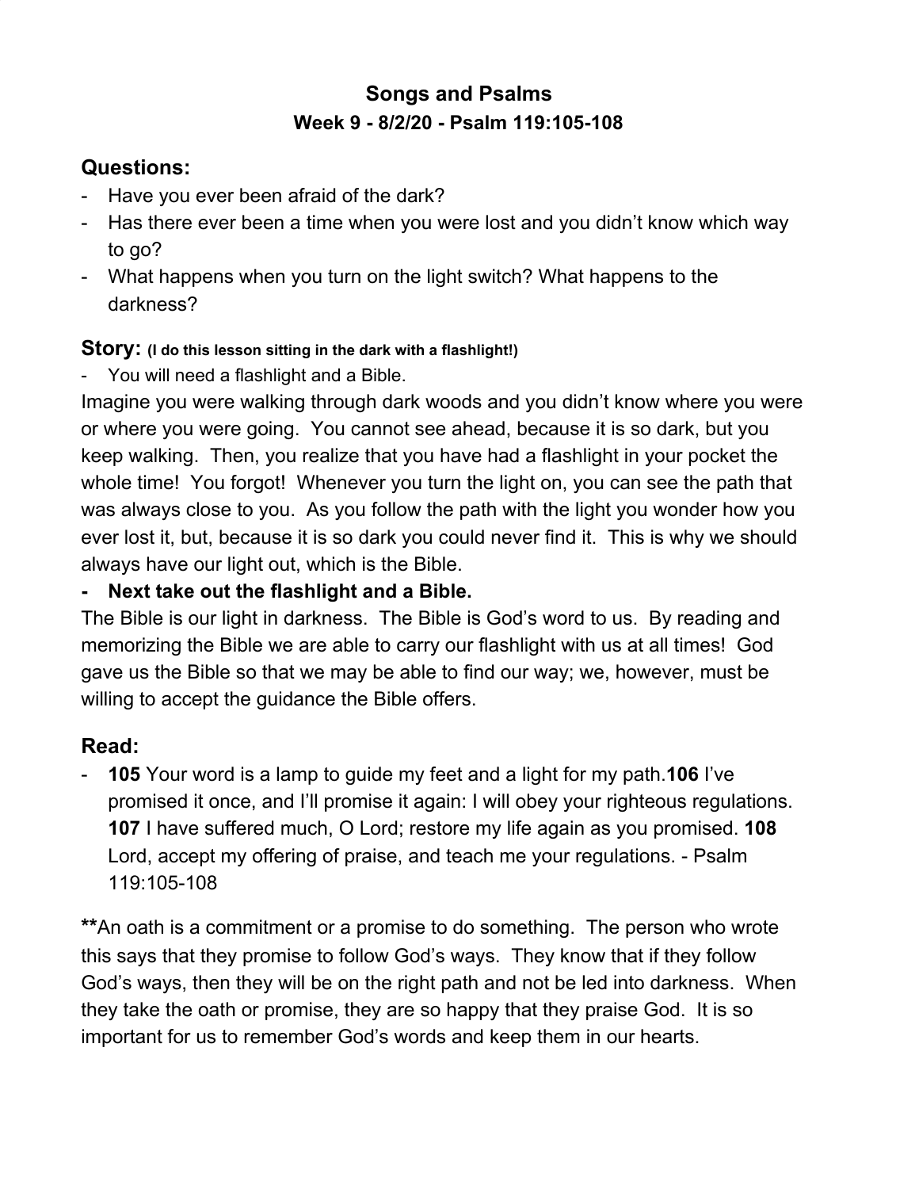# Songs and Psalms

## Week 9 - 8/2/20 - Psalm 119:105-108

### Questions:

- Have you ever been afraid of the dark?
- Has there ever been a time when you were lost and you didn't know which way to go?
- What happens when you turn on the light switch? What happens to the darkness?

### Story: **(I do this lesson sitting in the dark with a flashlight!)**

- You will need a flashlight and a Bible.

Imagine you were walking through dark woods and you didn't know where you were or where you were going. You cannot see ahead, because it is so dark, but you keep walking. Then, you realize that you have had a flashlight in your pocket the whole time! You forgot! Whenever you turn the light on, you can see the path that was always close to you. As you follow the path with the light you wonder how you ever lost it, but, because it is so dark you could never find it. This is why we should always have our light out, which is the Bible.

- **Next take out the flashlight and a Bible.**

The Bible is our light in darkness. The Bible is God's word to us. By reading and memorizing the Bible we are able to carry our flashlight with us at all times! God gave us the Bible so that we may be able to find our way; we, however, must be willing to accept the guidance the Bible offers.

### Read:

- **105** Your word is a lamp to guide my feet and a light for my path.**106** I've promised it once, and I'll promise it again: I will obey your righteous regulations. **107** I have suffered much, O Lord; restore my life again as you promised. **108** Lord, accept my offering of praise, and teach me your regulations. - Psalm 119:105-108

**\*\***An oath is a commitment or a promise to do something. The person who wrote this says that they promise to follow God's ways. They know that if they follow God's ways, then they will be on the right path and not be led into darkness. When they take the oath or promise, they are so happy that they praise God. It is so important for us to remember God's words and keep them in our hearts.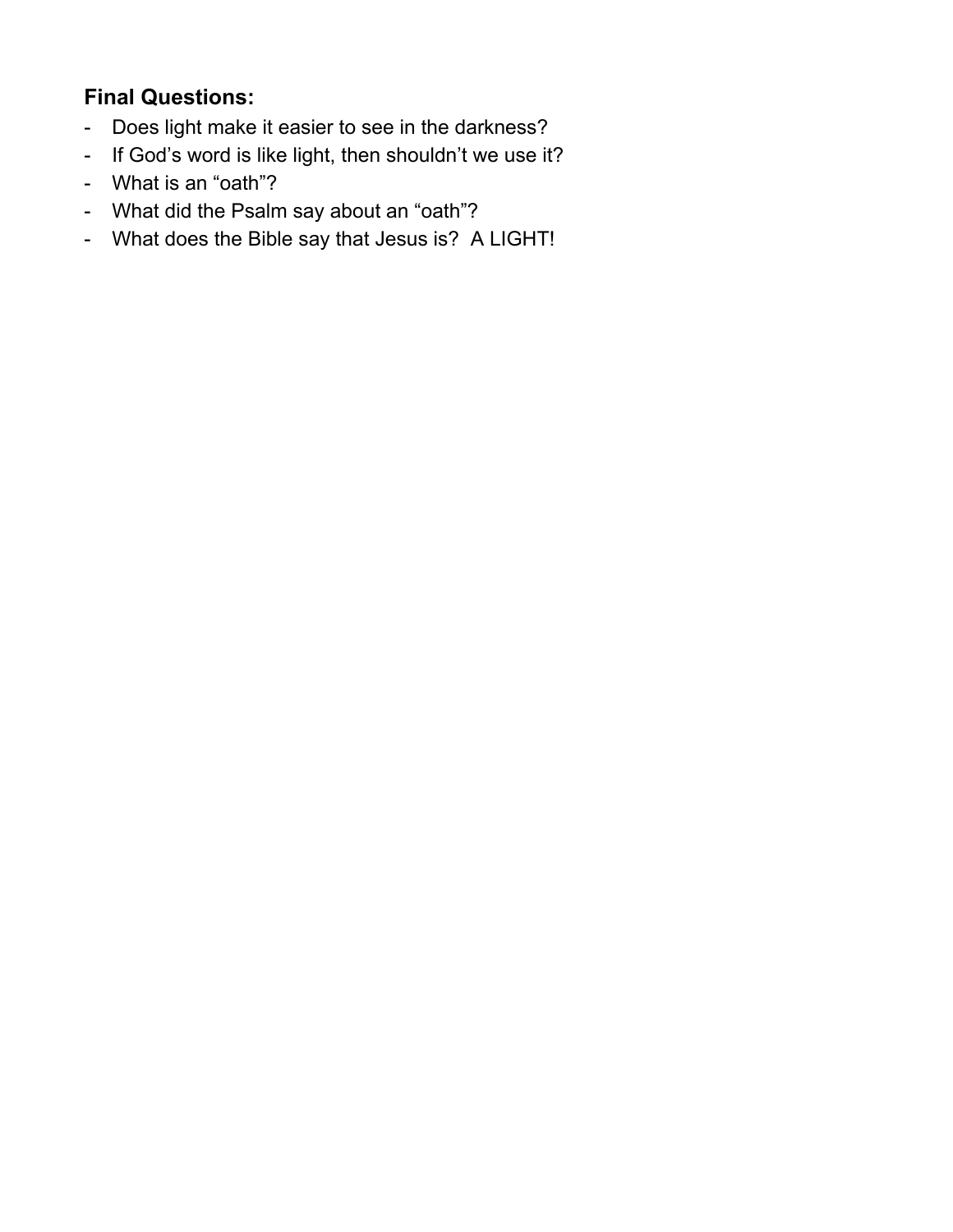**Final Questions:**

- Does light make it easier to see in the darkness?
- If God’s word is like light, then shouldn’t we use it?
- What is an “oath”?
- What did the Psalm say about an “oath”?
- What does the Bible say that Jesus is? A LIGHT!